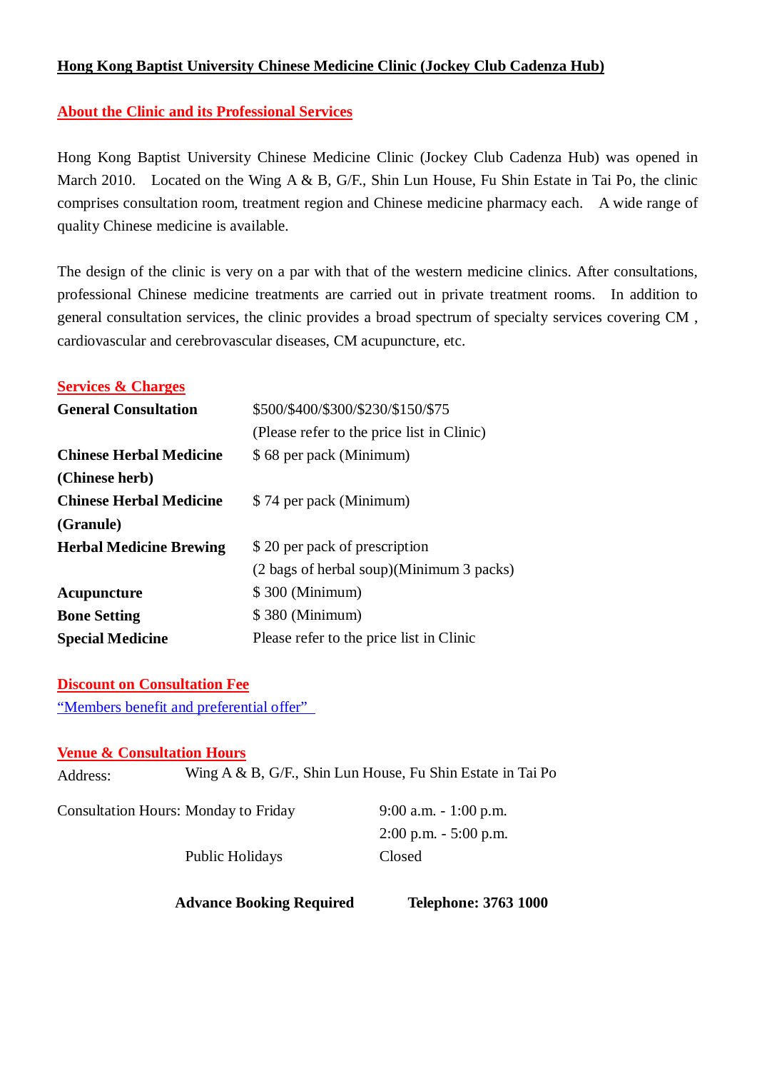**Hong Kong Baptist University Chinese Medicine Clinic (Jockey Club Cadenza Hub)**

## About the Clinic and its Professional Services

Hong Kong Baptist University Chinese Medicine Clinic (Jockey Club Cadenza Hub) was opened in March 2010. Located on the Wing A & B, G/F., Shin Lun House, Fu Shin Estate in Tai Po, the clinic comprises consultation room, treatment region and Chinese medicine pharmacy each. A wide range of quality Chinese medicine is available.

The design of the clinic is very on a par with that of the western medicine clinics. After consultations, professional Chinese medicine treatments are carried out in private treatment rooms. In addition to general consultation services, the clinic provides a broad spectrum of specialty services covering CM , cardiovascular and cerebrovascular diseases, CM acupuncture, etc.

## Services & Charges

| | |
|---|---|
| **General Consultation** | $500/$400/$300/$230/$150/$75 (Please refer to the price list in Clinic) |
| **Chinese Herbal Medicine (Chinese herb)** | $ 68 per pack (Minimum) |
| **Chinese Herbal Medicine (Granule)** | $ 74 per pack (Minimum) |
| **Herbal Medicine Brewing** | $ 20 per pack of prescription (2 bags of herbal soup)(Minimum 3 packs) |
| **Acupuncture** | $ 300 (Minimum) |
| **Bone Setting** | $ 380 (Minimum) |
| **Special Medicine** | Please refer to the price list in Clinic |

## Discount on Consultation Fee

"Members benefit and preferential offer"

## Venue & Consultation Hours

Address: Wing A & B, G/F., Shin Lun House, Fu Shin Estate in Tai Po

| | | |
|---|---|---|
| Consultation Hours: | Monday to Friday | 9:00 a.m. - 1:00 p.m. |
| | | 2:00 p.m. - 5:00 p.m. |
| | Public Holidays | Closed |

**Advance Booking Required** **Telephone: 3763 1000**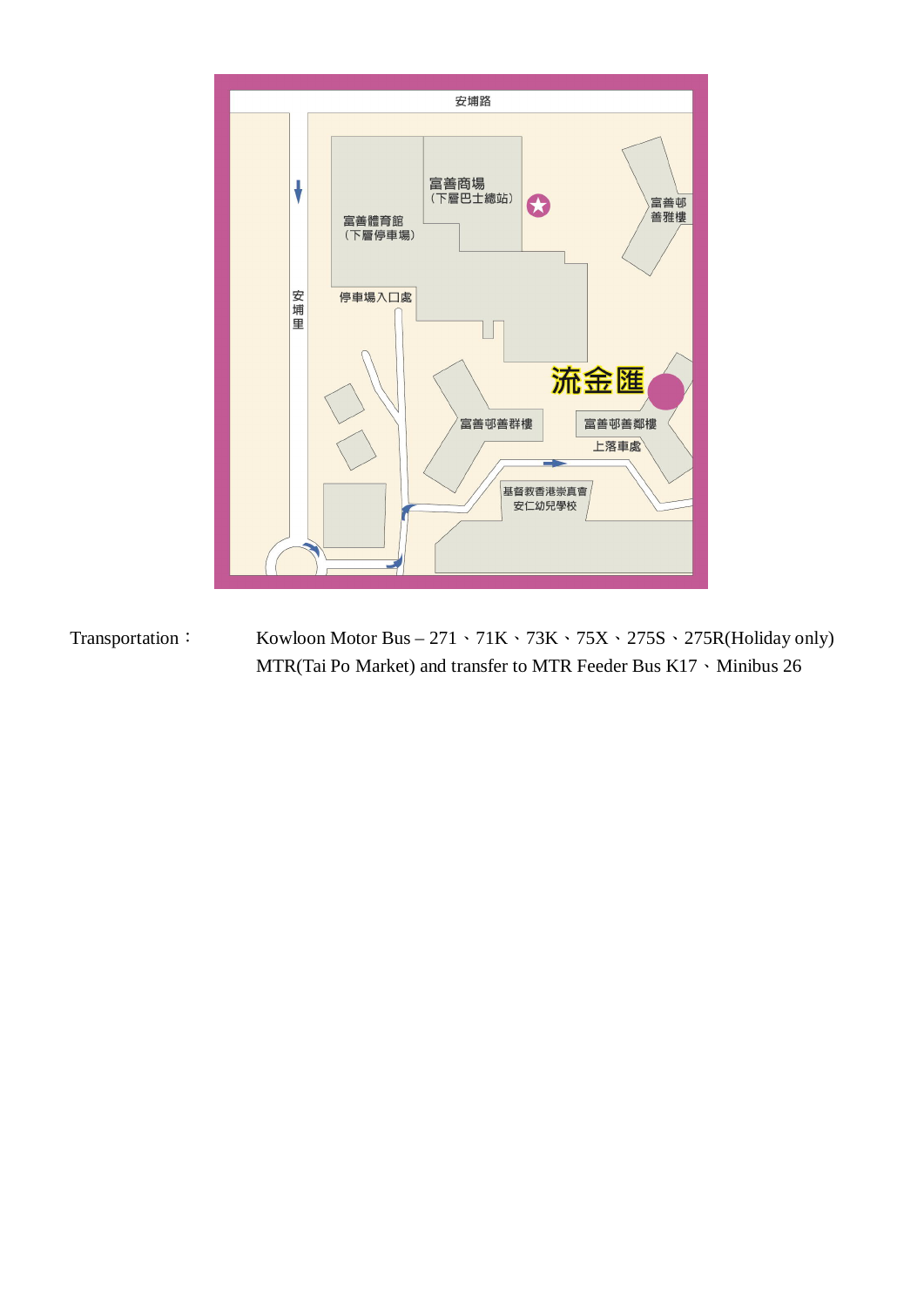安埔路

富善商場
（下層巴士總站）

富善體育館
（下層停車場）

富善邨
善雅樓

安埔里

停車場入口處

流金匯

富善邨善群樓

富善邨善鄰樓

上落車處

基督教香港崇真會
安仁幼兒學校

Transportation： Kowloon Motor Bus – 271、71K、73K、75X、275S、275R(Holiday only)
MTR(Tai Po Market) and transfer to MTR Feeder Bus K17、Minibus 26